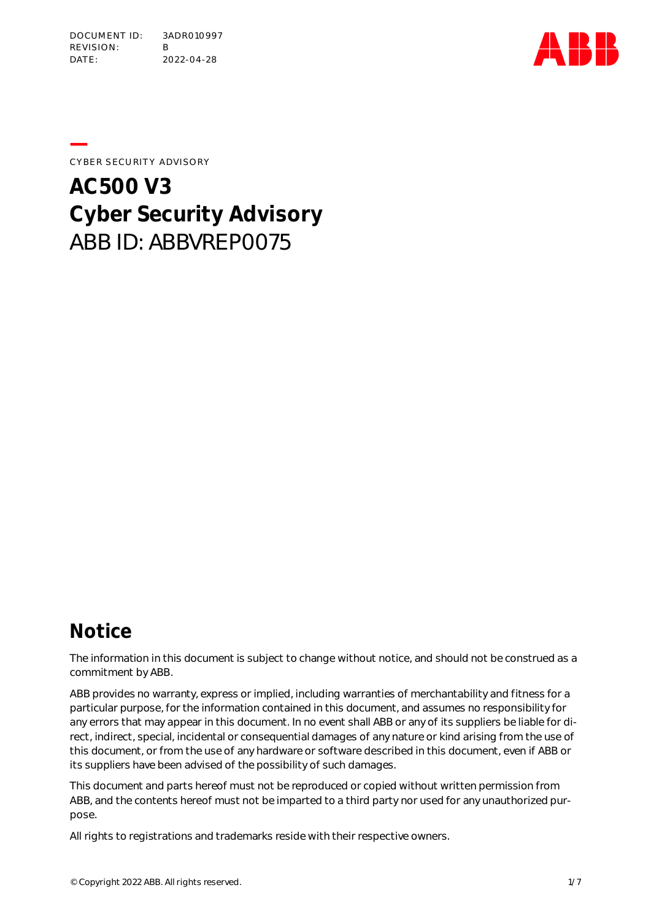DOCUMENT ID: 3ADR010997
REVISION: B
DATE: 2022-04-28

CYBER SECURITY ADVISORY

# AC500 V3 Cyber Security Advisory

ABB ID: ABBVREP0075

## Notice

The information in this document is subject to change without notice, and should not be construed as a commitment by ABB.

ABB provides no warranty, express or implied, including warranties of merchantability and fitness for a particular purpose, for the information contained in this document, and assumes no responsibility for any errors that may appear in this document. In no event shall ABB or any of its suppliers be liable for direct, indirect, special, incidental or consequential damages of any nature or kind arising from the use of this document, or from the use of any hardware or software described in this document, even if ABB or its suppliers have been advised of the possibility of such damages.

This document and parts hereof must not be reproduced or copied without written permission from ABB, and the contents hereof must not be imparted to a third party nor used for any unauthorized purpose.

All rights to registrations and trademarks reside with their respective owners.

© Copyright 2022 ABB. All rights reserved.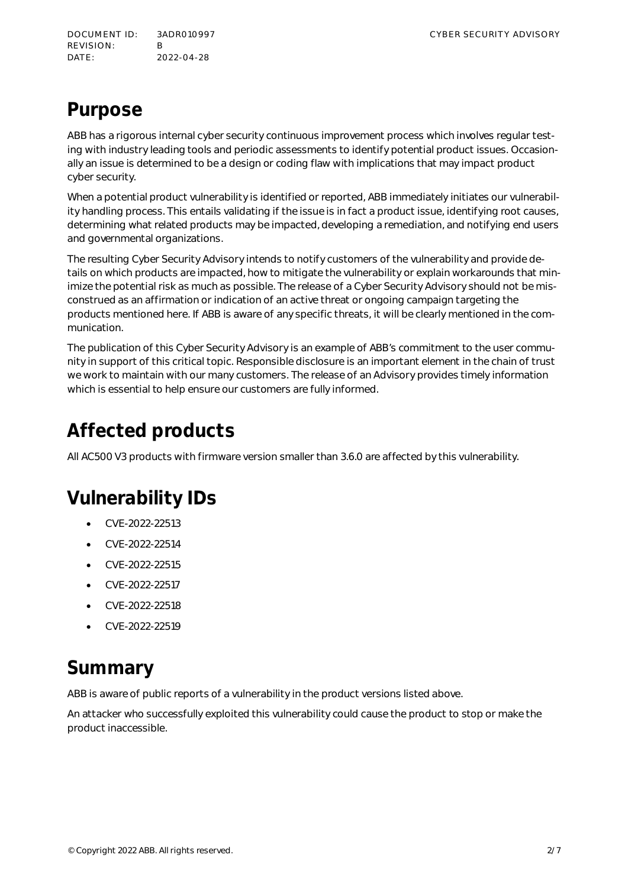# Purpose

ABB has a rigorous internal cyber security continuous improvement process which involves regular testing with industry leading tools and periodic assessments to identify potential product issues. Occasionally an issue is determined to be a design or coding flaw with implications that may impact product cyber security.

When a potential product vulnerability is identified or reported, ABB immediately initiates our vulnerability handling process. This entails validating if the issue is in fact a product issue, identifying root causes, determining what related products may be impacted, developing a remediation, and notifying end users and governmental organizations.

The resulting Cyber Security Advisory intends to notify customers of the vulnerability and provide details on which products are impacted, how to mitigate the vulnerability or explain workarounds that minimize the potential risk as much as possible. The release of a Cyber Security Advisory should not be misconstrued as an affirmation or indication of an active threat or ongoing campaign targeting the products mentioned here. If ABB is aware of any specific threats, it will be clearly mentioned in the communication.

The publication of this Cyber Security Advisory is an example of ABB's commitment to the user community in support of this critical topic. Responsible disclosure is an important element in the chain of trust we work to maintain with our many customers. The release of an Advisory provides timely information which is essential to help ensure our customers are fully informed.

# Affected products

All AC500 V3 products with firmware version smaller than 3.6.0 are affected by this vulnerability.

# Vulnerability IDs

- CVE-2022-22513
- CVE-2022-22514
- CVE-2022-22515
- CVE-2022-22517
- CVE-2022-22518
- CVE-2022-22519

# Summary

ABB is aware of public reports of a vulnerability in the product versions listed above.

An attacker who successfully exploited this vulnerability could cause the product to stop or make the product inaccessible.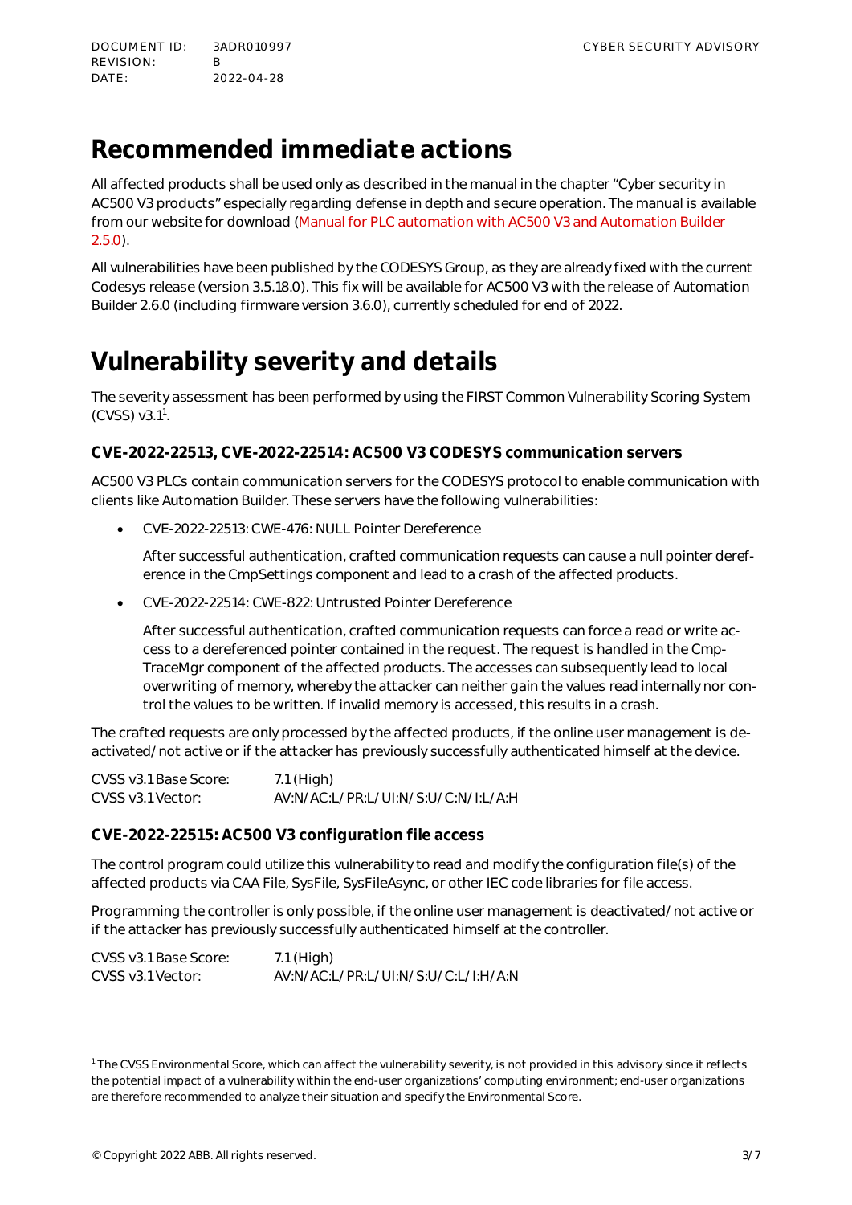# Recommended immediate actions

All affected products shall be used only as described in the manual in the chapter "Cyber security in AC500 V3 products" especially regarding defense in depth and secure operation. The manual is available from our website for download (Manual for PLC automation with AC500 V3 and Automation Builder 2.5.0).

All vulnerabilities have been published by the CODESYS Group, as they are already fixed with the current Codesys release (version 3.5.18.0). This fix will be available for AC500 V3 with the release of Automation Builder 2.6.0 (including firmware version 3.6.0), currently scheduled for end of 2022.

# Vulnerability severity and details

The severity assessment has been performed by using the FIRST Common Vulnerability Scoring System (CVSS) v3.1[1].

### CVE-2022-22513, CVE-2022-22514: AC500 V3 CODESYS communication servers

AC500 V3 PLCs contain communication servers for the CODESYS protocol to enable communication with clients like Automation Builder. These servers have the following vulnerabilities:

- CVE-2022-22513: CWE-476: NULL Pointer Dereference

  After successful authentication, crafted communication requests can cause a null pointer dereference in the CmpSettings component and lead to a crash of the affected products.

- CVE-2022-22514: CWE-822: Untrusted Pointer Dereference

  After successful authentication, crafted communication requests can force a read or write access to a dereferenced pointer contained in the request. The request is handled in the CmpTraceMgr component of the affected products. The accesses can subsequently lead to local overwriting of memory, whereby the attacker can neither gain the values read internally nor control the values to be written. If invalid memory is accessed, this results in a crash.

The crafted requests are only processed by the affected products, if the online user management is deactivated/not active or if the attacker has previously successfully authenticated himself at the device.

CVSS v3.1 Base Score: 7.1 (High)
CVSS v3.1 Vector: AV:N/AC:L/PR:L/UI:N/S:U/C:N/I:L/A:H

### CVE-2022-22515: AC500 V3 configuration file access

The control program could utilize this vulnerability to read and modify the configuration file(s) of the affected products via CAA File, SysFile, SysFileAsync, or other IEC code libraries for file access.

Programming the controller is only possible, if the online user management is deactivated/not active or if the attacker has previously successfully authenticated himself at the controller.

CVSS v3.1 Base Score: 7.1 (High)
CVSS v3.1 Vector: AV:N/AC:L/PR:L/UI:N/S:U/C:L/I:H/A:N

---

[1] The CVSS Environmental Score, which can affect the vulnerability severity, is not provided in this advisory since it reflects the potential impact of a vulnerability within the end-user organizations' computing environment; end-user organizations are therefore recommended to analyze their situation and specify the Environmental Score.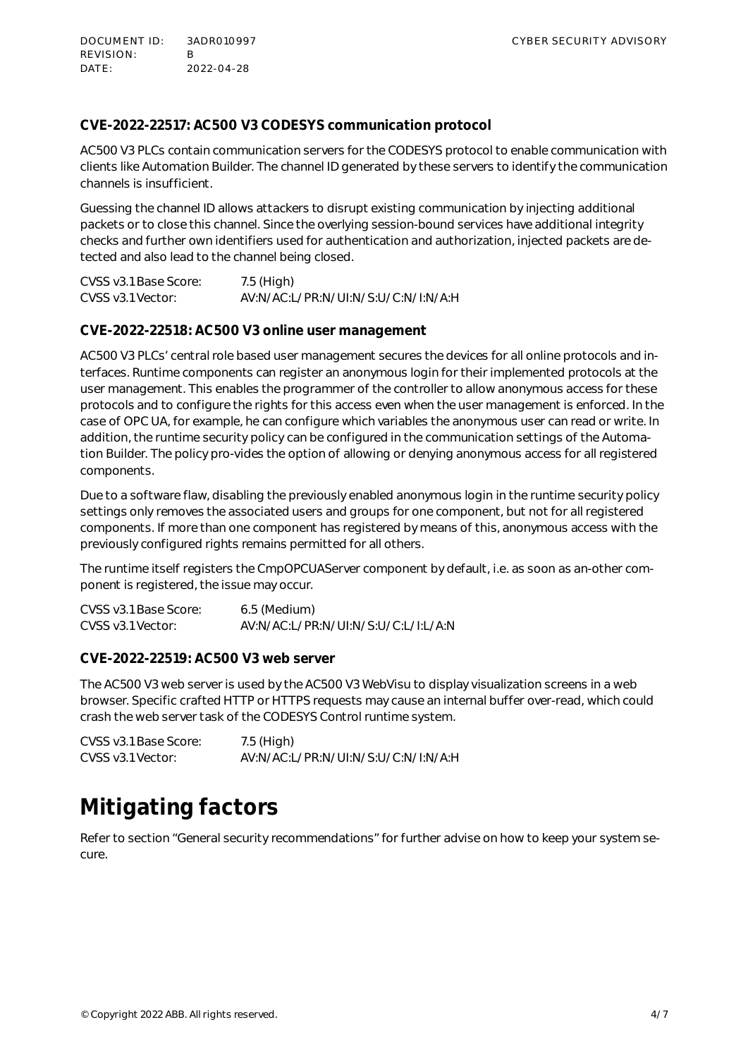### CVE-2022-22517: AC500 V3 CODESYS communication protocol

AC500 V3 PLCs contain communication servers for the CODESYS protocol to enable communication with clients like Automation Builder. The channel ID generated by these servers to identify the communication channels is insufficient.

Guessing the channel ID allows attackers to disrupt existing communication by injecting additional packets or to close this channel. Since the overlying session-bound services have additional integrity checks and further own identifiers used for authentication and authorization, injected packets are detected and also lead to the channel being closed.

| | |
|---|---|
| CVSS v3.1 Base Score: | 7.5 (High) |
| CVSS v3.1 Vector: | AV:N/AC:L/PR:N/UI:N/S:U/C:N/I:N/A:H |

### CVE-2022-22518: AC500 V3 online user management

AC500 V3 PLCs' central role based user management secures the devices for all online protocols and interfaces. Runtime components can register an anonymous login for their implemented protocols at the user management. This enables the programmer of the controller to allow anonymous access for these protocols and to configure the rights for this access even when the user management is enforced. In the case of OPC UA, for example, he can configure which variables the anonymous user can read or write. In addition, the runtime security policy can be configured in the communication settings of the Automation Builder. The policy pro-vides the option of allowing or denying anonymous access for all registered components.

Due to a software flaw, disabling the previously enabled anonymous login in the runtime security policy settings only removes the associated users and groups for one component, but not for all registered components. If more than one component has registered by means of this, anonymous access with the previously configured rights remains permitted for all others.

The runtime itself registers the CmpOPCUAServer component by default, i.e. as soon as an-other component is registered, the issue may occur.

| | |
|---|---|
| CVSS v3.1 Base Score: | 6.5 (Medium) |
| CVSS v3.1 Vector: | AV:N/AC:L/PR:N/UI:N/S:U/C:L/I:L/A:N |

### CVE-2022-22519: AC500 V3 web server

The AC500 V3 web server is used by the AC500 V3 WebVisu to display visualization screens in a web browser. Specific crafted HTTP or HTTPS requests may cause an internal buffer over-read, which could crash the web server task of the CODESYS Control runtime system.

| | |
|---|---|
| CVSS v3.1 Base Score: | 7.5 (High) |
| CVSS v3.1 Vector: | AV:N/AC:L/PR:N/UI:N/S:U/C:N/I:N/A:H |

# Mitigating factors

Refer to section "General security recommendations" for further advise on how to keep your system secure.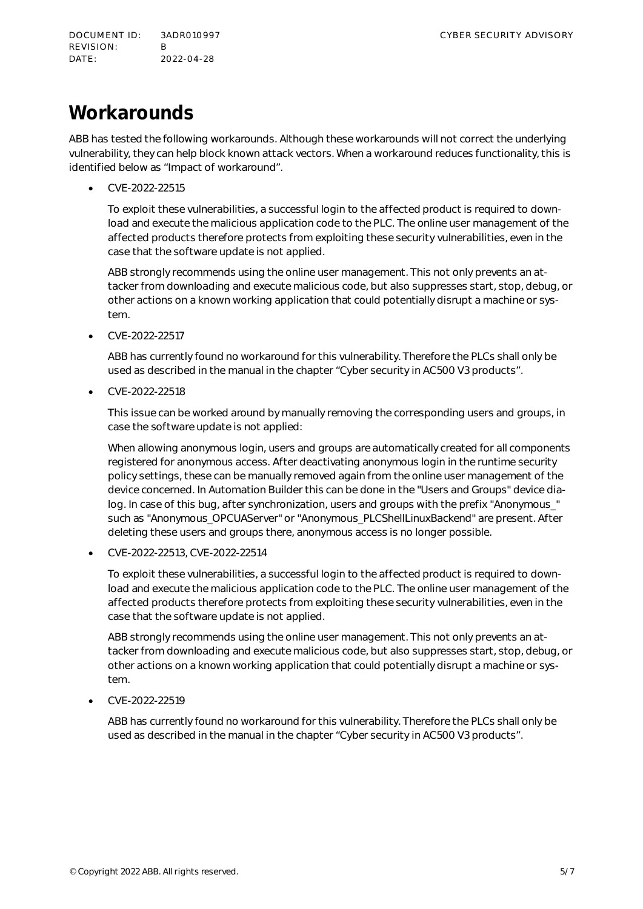# Workarounds

ABB has tested the following workarounds. Although these workarounds will not correct the underlying vulnerability, they can help block known attack vectors. When a workaround reduces functionality, this is identified below as "Impact of workaround".

- CVE-2022-22515

  To exploit these vulnerabilities, a successful login to the affected product is required to download and execute the malicious application code to the PLC. The online user management of the affected products therefore protects from exploiting these security vulnerabilities, even in the case that the software update is not applied.

  ABB strongly recommends using the online user management. This not only prevents an attacker from downloading and execute malicious code, but also suppresses start, stop, debug, or other actions on a known working application that could potentially disrupt a machine or system.

- CVE-2022-22517

  ABB has currently found no workaround for this vulnerability. Therefore the PLCs shall only be used as described in the manual in the chapter "Cyber security in AC500 V3 products".

- CVE-2022-22518

  This issue can be worked around by manually removing the corresponding users and groups, in case the software update is not applied:

  When allowing anonymous login, users and groups are automatically created for all components registered for anonymous access. After deactivating anonymous login in the runtime security policy settings, these can be manually removed again from the online user management of the device concerned. In Automation Builder this can be done in the "Users and Groups" device dialog. In case of this bug, after synchronization, users and groups with the prefix "Anonymous_" such as "Anonymous_OPCUAServer" or "Anonymous_PLCShellLinuxBackend" are present. After deleting these users and groups there, anonymous access is no longer possible.

- CVE-2022-22513, CVE-2022-22514

  To exploit these vulnerabilities, a successful login to the affected product is required to download and execute the malicious application code to the PLC. The online user management of the affected products therefore protects from exploiting these security vulnerabilities, even in the case that the software update is not applied.

  ABB strongly recommends using the online user management. This not only prevents an attacker from downloading and execute malicious code, but also suppresses start, stop, debug, or other actions on a known working application that could potentially disrupt a machine or system.

- CVE-2022-22519

  ABB has currently found no workaround for this vulnerability. Therefore the PLCs shall only be used as described in the manual in the chapter "Cyber security in AC500 V3 products".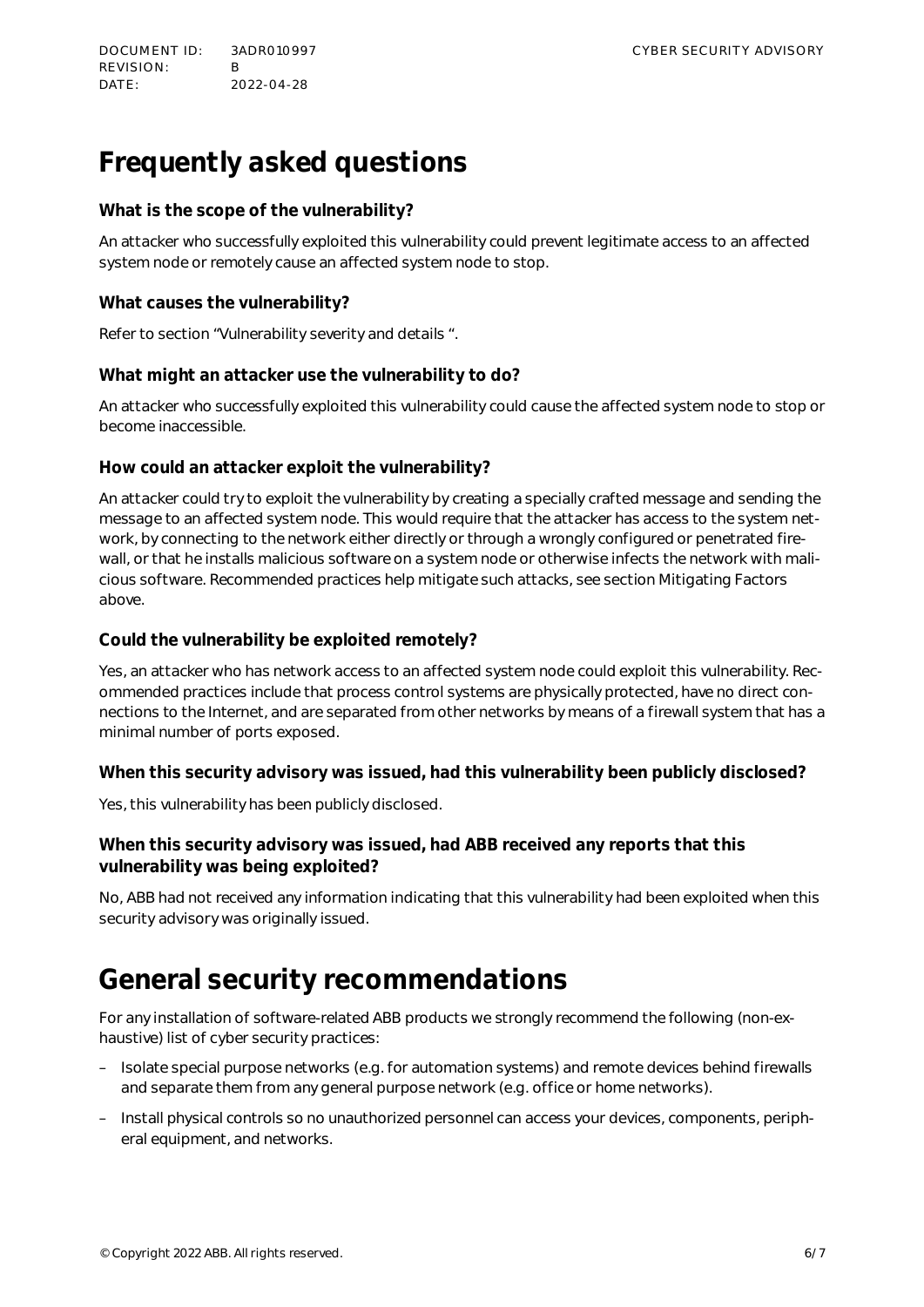# Frequently asked questions

### What is the scope of the vulnerability?

An attacker who successfully exploited this vulnerability could prevent legitimate access to an affected system node or remotely cause an affected system node to stop.

### What causes the vulnerability?

Refer to section "Vulnerability severity and details ".

### What might an attacker use the vulnerability to do?

An attacker who successfully exploited this vulnerability could cause the affected system node to stop or become inaccessible.

### How could an attacker exploit the vulnerability?

An attacker could try to exploit the vulnerability by creating a specially crafted message and sending the message to an affected system node. This would require that the attacker has access to the system network, by connecting to the network either directly or through a wrongly configured or penetrated firewall, or that he installs malicious software on a system node or otherwise infects the network with malicious software. Recommended practices help mitigate such attacks, see section Mitigating Factors above.

### Could the vulnerability be exploited remotely?

Yes, an attacker who has network access to an affected system node could exploit this vulnerability. Recommended practices include that process control systems are physically protected, have no direct connections to the Internet, and are separated from other networks by means of a firewall system that has a minimal number of ports exposed.

### When this security advisory was issued, had this vulnerability been publicly disclosed?

Yes, this vulnerability has been publicly disclosed.

### When this security advisory was issued, had ABB received any reports that this vulnerability was being exploited?

No, ABB had not received any information indicating that this vulnerability had been exploited when this security advisory was originally issued.

# General security recommendations

For any installation of software-related ABB products we strongly recommend the following (non-exhaustive) list of cyber security practices:

- Isolate special purpose networks (e.g. for automation systems) and remote devices behind firewalls and separate them from any general purpose network (e.g. office or home networks).
- Install physical controls so no unauthorized personnel can access your devices, components, peripheral equipment, and networks.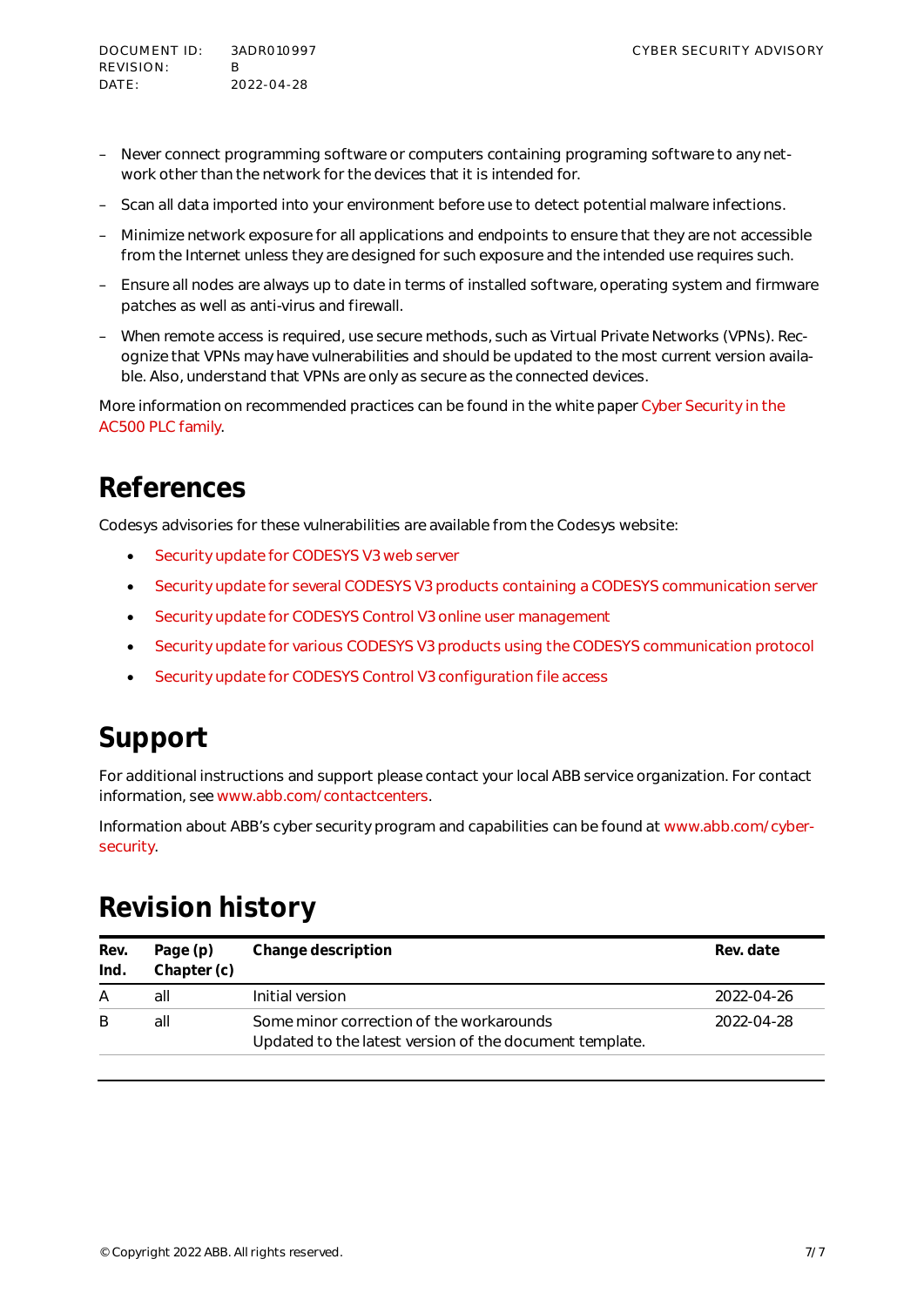- Never connect programming software or computers containing programing software to any network other than the network for the devices that it is intended for.
- Scan all data imported into your environment before use to detect potential malware infections.
- Minimize network exposure for all applications and endpoints to ensure that they are not accessible from the Internet unless they are designed for such exposure and the intended use requires such.
- Ensure all nodes are always up to date in terms of installed software, operating system and firmware patches as well as anti-virus and firewall.
- When remote access is required, use secure methods, such as Virtual Private Networks (VPNs). Recognize that VPNs may have vulnerabilities and should be updated to the most current version available. Also, understand that VPNs are only as secure as the connected devices.

More information on recommended practices can be found in the white paper Cyber Security in the AC500 PLC family.

# References

Codesys advisories for these vulnerabilities are available from the Codesys website:

- Security update for CODESYS V3 web server
- Security update for several CODESYS V3 products containing a CODESYS communication server
- Security update for CODESYS Control V3 online user management
- Security update for various CODESYS V3 products using the CODESYS communication protocol
- Security update for CODESYS Control V3 configuration file access

# Support

For additional instructions and support please contact your local ABB service organization. For contact information, see www.abb.com/contactcenters.

Information about ABB's cyber security program and capabilities can be found at www.abb.com/cybersecurity.

# Revision history

| Rev. Ind. | Page (p) Chapter (c) | Change description | Rev. date |
|---|---|---|---|
| A | all | Initial version | 2022-04-26 |
| B | all | Some minor correction of the workarounds<br>Updated to the latest version of the document template. | 2022-04-28 |